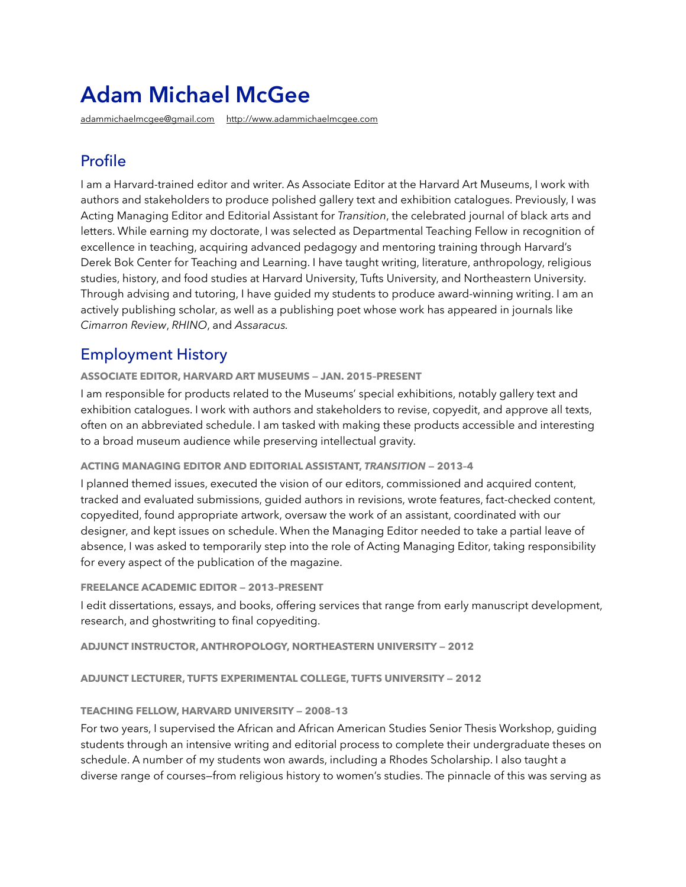# Adam Michael McGee

[adammichaelmcgee@gmail.com](mailto:adammichaelmcgee@gmail.com)     [http://www.adammichaelmcgee.com](http://www.adammichaelmcgee.com)

## Profile

I am a Harvard-trained editor and writer. As Associate Editor at the Harvard Art Museums, I work with authors and stakeholders to produce polished gallery text and exhibition catalogues. Previously, I was Acting Managing Editor and Editorial Assistant for *Transition*, the celebrated journal of black arts and letters. While earning my doctorate, I was selected as Departmental Teaching Fellow in recognition of excellence in teaching, acquiring advanced pedagogy and mentoring training through Harvard's Derek Bok Center for Teaching and Learning. I have taught writing, literature, anthropology, religious studies, history, and food studies at Harvard University, Tufts University, and Northeastern University. Through advising and tutoring, I have guided my students to produce award-winning writing. I am an actively publishing scholar, as well as a publishing poet whose work has appeared in journals like *Cimarron Review*, *RHINO*, and *Assaracus*.

## Employment History

#### ASSOCIATE EDITOR, HARVARD ART MUSEUMS — JAN. 2015–PRESENT

I am responsible for products related to the Museums' special exhibitions, notably gallery text and exhibition catalogues. I work with authors and stakeholders to revise, copyedit, and approve all texts, often on an abbreviated schedule. I am tasked with making these products accessible and interesting to a broad museum audience while preserving intellectual gravity.

#### ACTING MANAGING EDITOR AND EDITORIAL ASSISTANT, *TRANSITION* — 2013–4

I planned themed issues, executed the vision of our editors, commissioned and acquired content, tracked and evaluated submissions, guided authors in revisions, wrote features, fact-checked content, copyedited, found appropriate artwork, oversaw the work of an assistant, coordinated with our designer, and kept issues on schedule. When the Managing Editor needed to take a partial leave of absence, I was asked to temporarily step into the role of Acting Managing Editor, taking responsibility for every aspect of the publication of the magazine.

#### FREELANCE ACADEMIC EDITOR — 2013–PRESENT

I edit dissertations, essays, and books, offering services that range from early manuscript development, research, and ghostwriting to final copyediting.

#### ADJUNCT INSTRUCTOR, ANTHROPOLOGY, NORTHEASTERN UNIVERSITY — 2012

#### ADJUNCT LECTURER, TUFTS EXPERIMENTAL COLLEGE, TUFTS UNIVERSITY — 2012

#### TEACHING FELLOW, HARVARD UNIVERSITY — 2008–13

For two years, I supervised the African and African American Studies Senior Thesis Workshop, guiding students through an intensive writing and editorial process to complete their undergraduate theses on schedule. A number of my students won awards, including a Rhodes Scholarship. I also taught a diverse range of courses—from religious history to women's studies. The pinnacle of this was serving as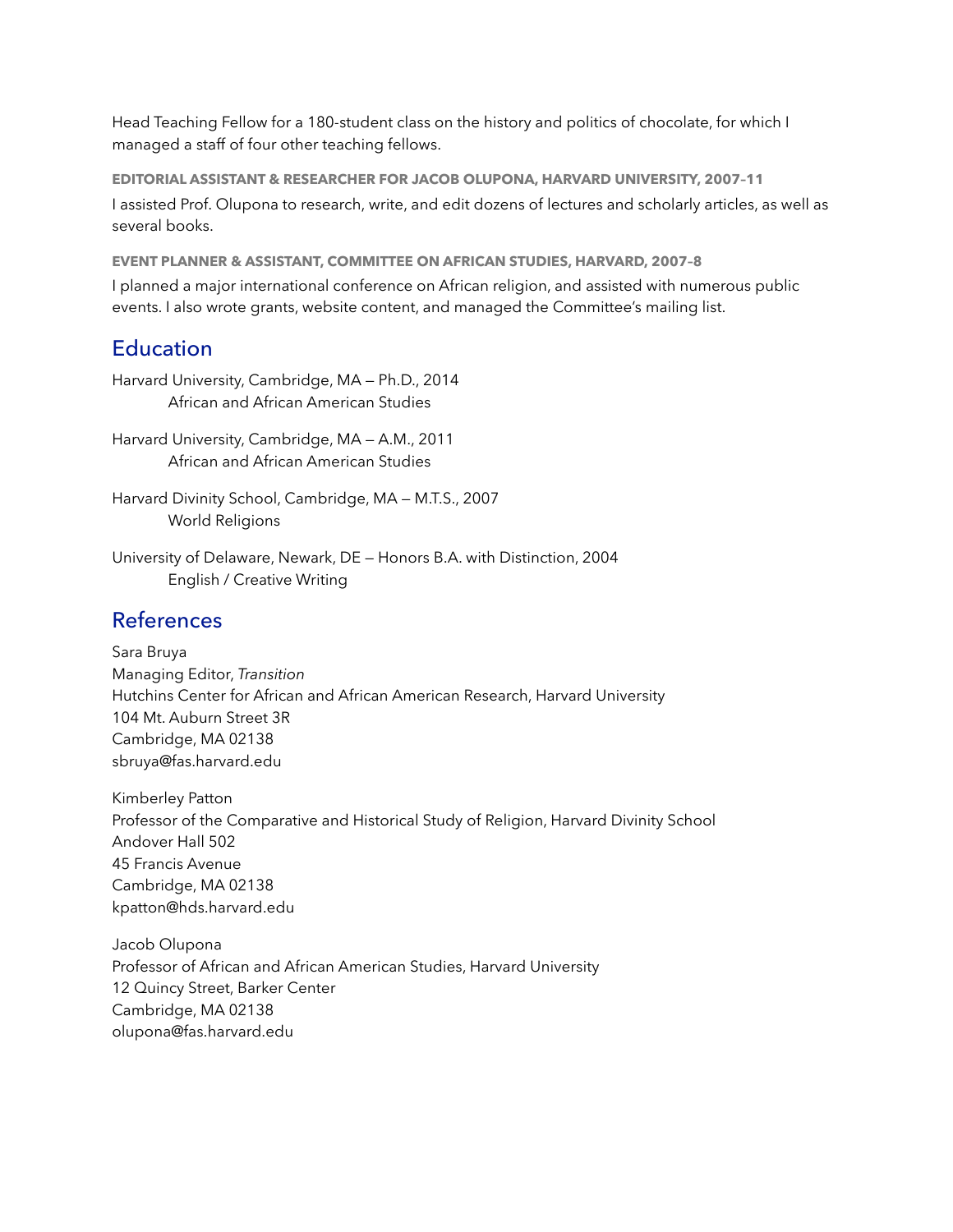Head Teaching Fellow for a 180-student class on the history and politics of chocolate, for which I managed a staff of four other teaching fellows.

**EDITORIAL ASSISTANT & RESEARCHER FOR JACOB OLUPONA, HARVARD UNIVERSITY, 2007–11**

I assisted Prof. Olupona to research, write, and edit dozens of lectures and scholarly articles, as well as several books.

**EVENT PLANNER & ASSISTANT, COMMITTEE ON AFRICAN STUDIES, HARVARD, 2007–8**

I planned a major international conference on African religion, and assisted with numerous public events. I also wrote grants, website content, and managed the Committee's mailing list.

## Education

Harvard University, Cambridge, MA — Ph.D., 2014
African and African American Studies

Harvard University, Cambridge, MA — A.M., 2011
African and African American Studies

Harvard Divinity School, Cambridge, MA — M.T.S., 2007
World Religions

University of Delaware, Newark, DE — Honors B.A. with Distinction, 2004
English / Creative Writing

## References

Sara Bruya
Managing Editor, *Transition*
Hutchins Center for African and African American Research, Harvard University
104 Mt. Auburn Street 3R
Cambridge, MA 02138
sbruya@fas.harvard.edu

Kimberley Patton
Professor of the Comparative and Historical Study of Religion, Harvard Divinity School
Andover Hall 502
45 Francis Avenue
Cambridge, MA 02138
kpatton@hds.harvard.edu

Jacob Olupona
Professor of African and African American Studies, Harvard University
12 Quincy Street, Barker Center
Cambridge, MA 02138
olupona@fas.harvard.edu